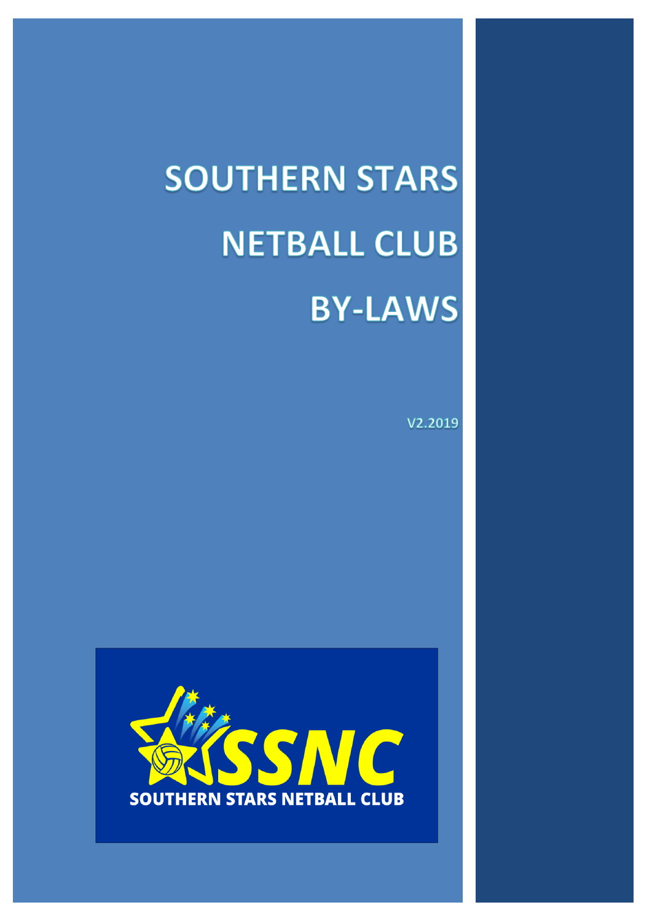# SOUTHERN STARS NETBALL CLUB BY-LAWS

V2.2019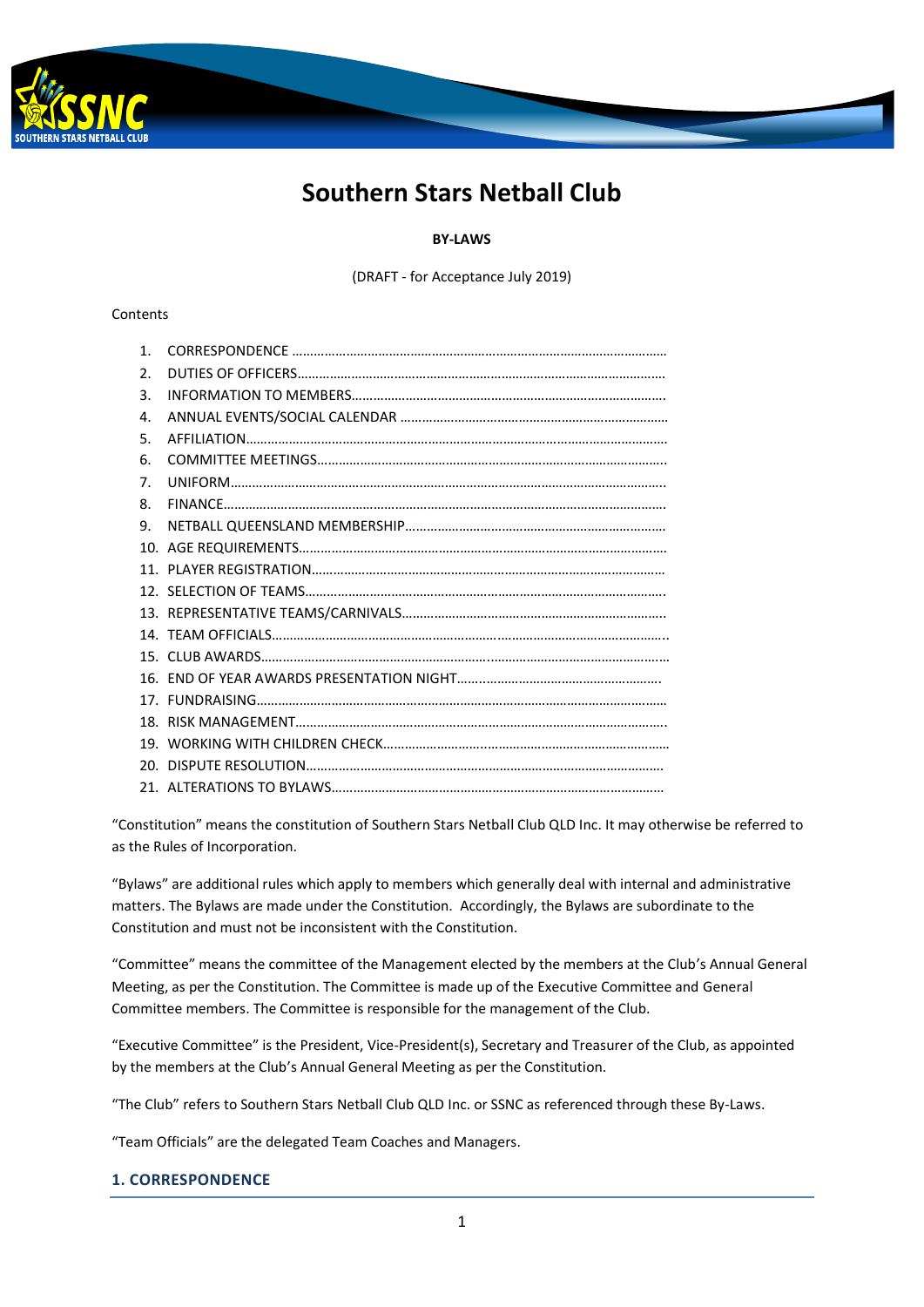# Southern Stars Netball Club

**BY-LAWS**

(DRAFT - for Acceptance July 2019)

Contents

1. CORRESPONDENCE
2. DUTIES OF OFFICERS
3. INFORMATION TO MEMBERS
4. ANNUAL EVENTS/SOCIAL CALENDAR
5. AFFILIATION
6. COMMITTEE MEETINGS
7. UNIFORM
8. FINANCE
9. NETBALL QUEENSLAND MEMBERSHIP
10. AGE REQUIREMENTS
11. PLAYER REGISTRATION
12. SELECTION OF TEAMS
13. REPRESENTATIVE TEAMS/CARNIVALS
14. TEAM OFFICIALS
15. CLUB AWARDS
16. END OF YEAR AWARDS PRESENTATION NIGHT
17. FUNDRAISING
18. RISK MANAGEMENT
19. WORKING WITH CHILDREN CHECK
20. DISPUTE RESOLUTION
21. ALTERATIONS TO BYLAWS

"Constitution" means the constitution of Southern Stars Netball Club QLD Inc. It may otherwise be referred to as the Rules of Incorporation.

"Bylaws" are additional rules which apply to members which generally deal with internal and administrative matters. The Bylaws are made under the Constitution. Accordingly, the Bylaws are subordinate to the Constitution and must not be inconsistent with the Constitution.

"Committee" means the committee of the Management elected by the members at the Club's Annual General Meeting, as per the Constitution. The Committee is made up of the Executive Committee and General Committee members. The Committee is responsible for the management of the Club.

"Executive Committee" is the President, Vice-President(s), Secretary and Treasurer of the Club, as appointed by the members at the Club's Annual General Meeting as per the Constitution.

"The Club" refers to Southern Stars Netball Club QLD Inc. or SSNC as referenced through these By-Laws.

"Team Officials" are the delegated Team Coaches and Managers.

## 1. CORRESPONDENCE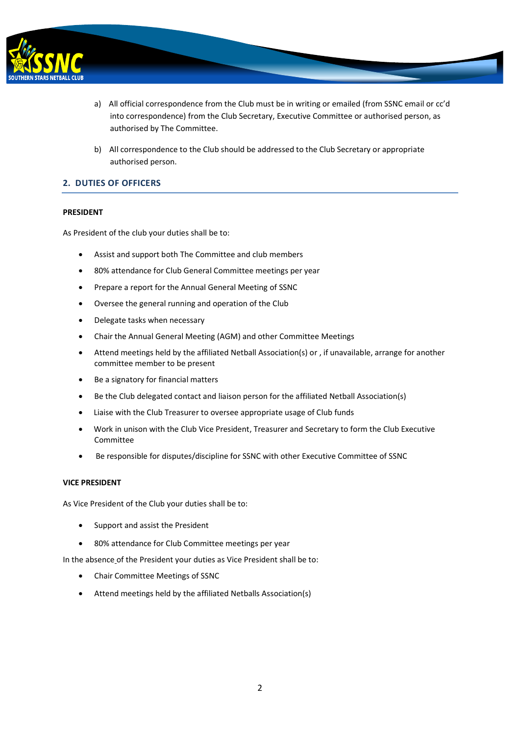a) All official correspondence from the Club must be in writing or emailed (from SSNC email or cc'd into correspondence) from the Club Secretary, Executive Committee or authorised person, as authorised by The Committee.

b) All correspondence to the Club should be addressed to the Club Secretary or appropriate authorised person.

## 2. DUTIES OF OFFICERS

**PRESIDENT**

As President of the club your duties shall be to:

- Assist and support both The Committee and club members
- 80% attendance for Club General Committee meetings per year
- Prepare a report for the Annual General Meeting of SSNC
- Oversee the general running and operation of the Club
- Delegate tasks when necessary
- Chair the Annual General Meeting (AGM) and other Committee Meetings
- Attend meetings held by the affiliated Netball Association(s) or , if unavailable, arrange for another committee member to be present
- Be a signatory for financial matters
- Be the Club delegated contact and liaison person for the affiliated Netball Association(s)
- Liaise with the Club Treasurer to oversee appropriate usage of Club funds
- Work in unison with the Club Vice President, Treasurer and Secretary to form the Club Executive Committee
- Be responsible for disputes/discipline for SSNC with other Executive Committee of SSNC

**VICE PRESIDENT**

As Vice President of the Club your duties shall be to:

- Support and assist the President
- 80% attendance for Club Committee meetings per year

In the absence of the President your duties as Vice President shall be to:

- Chair Committee Meetings of SSNC
- Attend meetings held by the affiliated Netballs Association(s)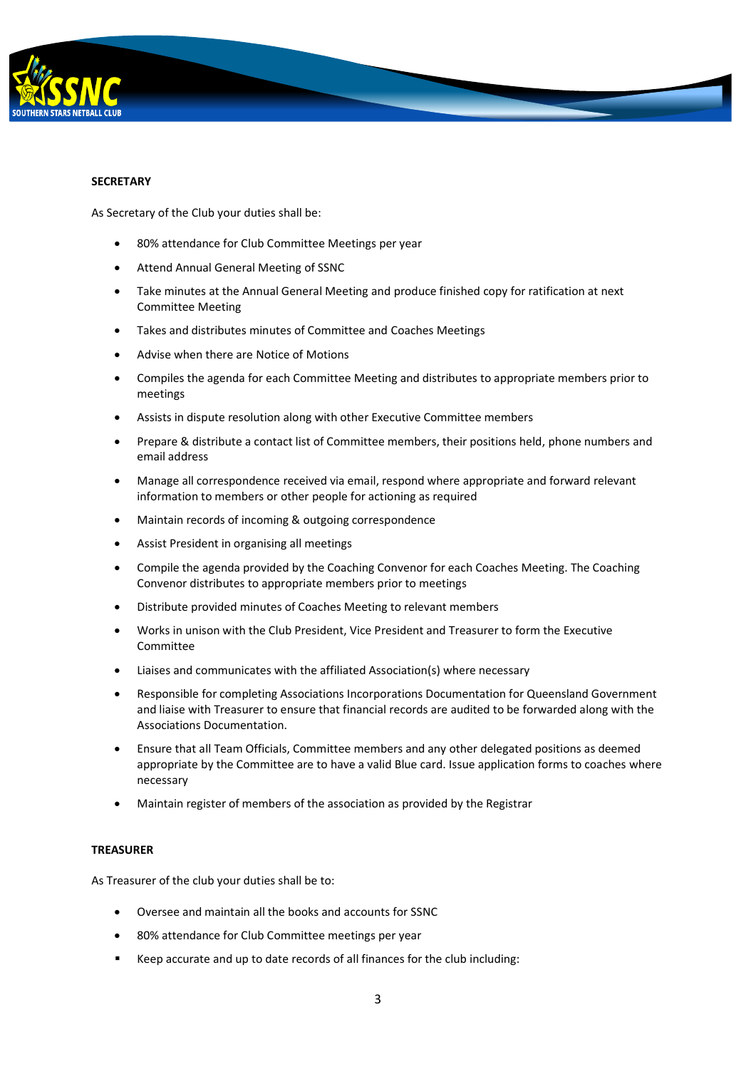**SECRETARY**

As Secretary of the Club your duties shall be:

- 80% attendance for Club Committee Meetings per year
- Attend Annual General Meeting of SSNC
- Take minutes at the Annual General Meeting and produce finished copy for ratification at next Committee Meeting
- Takes and distributes minutes of Committee and Coaches Meetings
- Advise when there are Notice of Motions
- Compiles the agenda for each Committee Meeting and distributes to appropriate members prior to meetings
- Assists in dispute resolution along with other Executive Committee members
- Prepare & distribute a contact list of Committee members, their positions held, phone numbers and email address
- Manage all correspondence received via email, respond where appropriate and forward relevant information to members or other people for actioning as required
- Maintain records of incoming & outgoing correspondence
- Assist President in organising all meetings
- Compile the agenda provided by the Coaching Convenor for each Coaches Meeting. The Coaching Convenor distributes to appropriate members prior to meetings
- Distribute provided minutes of Coaches Meeting to relevant members
- Works in unison with the Club President, Vice President and Treasurer to form the Executive Committee
- Liaises and communicates with the affiliated Association(s) where necessary
- Responsible for completing Associations Incorporations Documentation for Queensland Government and liaise with Treasurer to ensure that financial records are audited to be forwarded along with the Associations Documentation.
- Ensure that all Team Officials, Committee members and any other delegated positions as deemed appropriate by the Committee are to have a valid Blue card. Issue application forms to coaches where necessary
- Maintain register of members of the association as provided by the Registrar

**TREASURER**

As Treasurer of the club your duties shall be to:

- Oversee and maintain all the books and accounts for SSNC
- 80% attendance for Club Committee meetings per year
- Keep accurate and up to date records of all finances for the club including: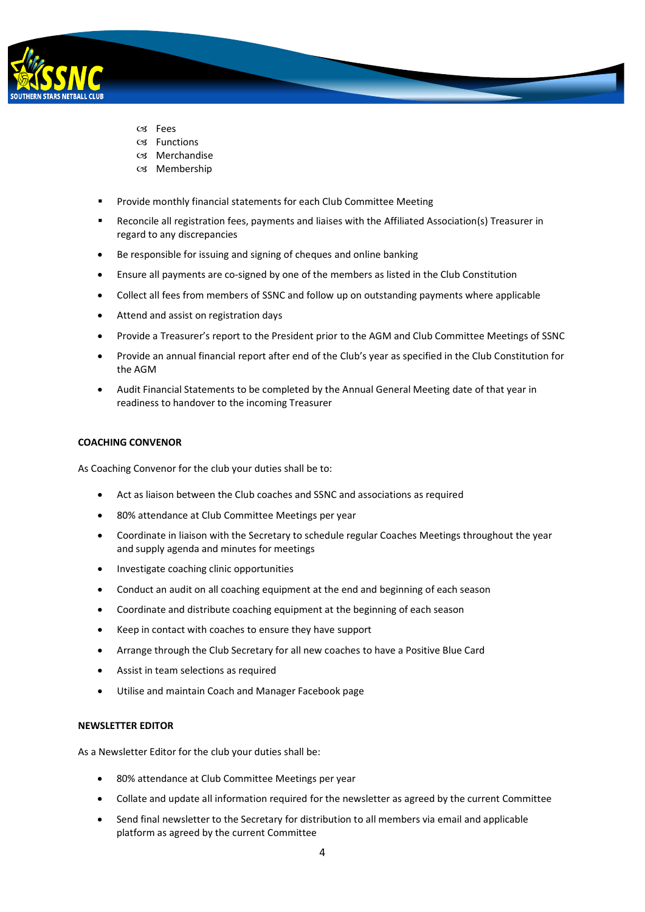- Fees
- Functions
- Merchandise
- Membership

- Provide monthly financial statements for each Club Committee Meeting
- Reconcile all registration fees, payments and liaises with the Affiliated Association(s) Treasurer in regard to any discrepancies
- Be responsible for issuing and signing of cheques and online banking
- Ensure all payments are co-signed by one of the members as listed in the Club Constitution
- Collect all fees from members of SSNC and follow up on outstanding payments where applicable
- Attend and assist on registration days
- Provide a Treasurer's report to the President prior to the AGM and Club Committee Meetings of SSNC
- Provide an annual financial report after end of the Club's year as specified in the Club Constitution for the AGM
- Audit Financial Statements to be completed by the Annual General Meeting date of that year in readiness to handover to the incoming Treasurer

**COACHING CONVENOR**

As Coaching Convenor for the club your duties shall be to:

- Act as liaison between the Club coaches and SSNC and associations as required
- 80% attendance at Club Committee Meetings per year
- Coordinate in liaison with the Secretary to schedule regular Coaches Meetings throughout the year and supply agenda and minutes for meetings
- Investigate coaching clinic opportunities
- Conduct an audit on all coaching equipment at the end and beginning of each season
- Coordinate and distribute coaching equipment at the beginning of each season
- Keep in contact with coaches to ensure they have support
- Arrange through the Club Secretary for all new coaches to have a Positive Blue Card
- Assist in team selections as required
- Utilise and maintain Coach and Manager Facebook page

**NEWSLETTER EDITOR**

As a Newsletter Editor for the club your duties shall be:

- 80% attendance at Club Committee Meetings per year
- Collate and update all information required for the newsletter as agreed by the current Committee
- Send final newsletter to the Secretary for distribution to all members via email and applicable platform as agreed by the current Committee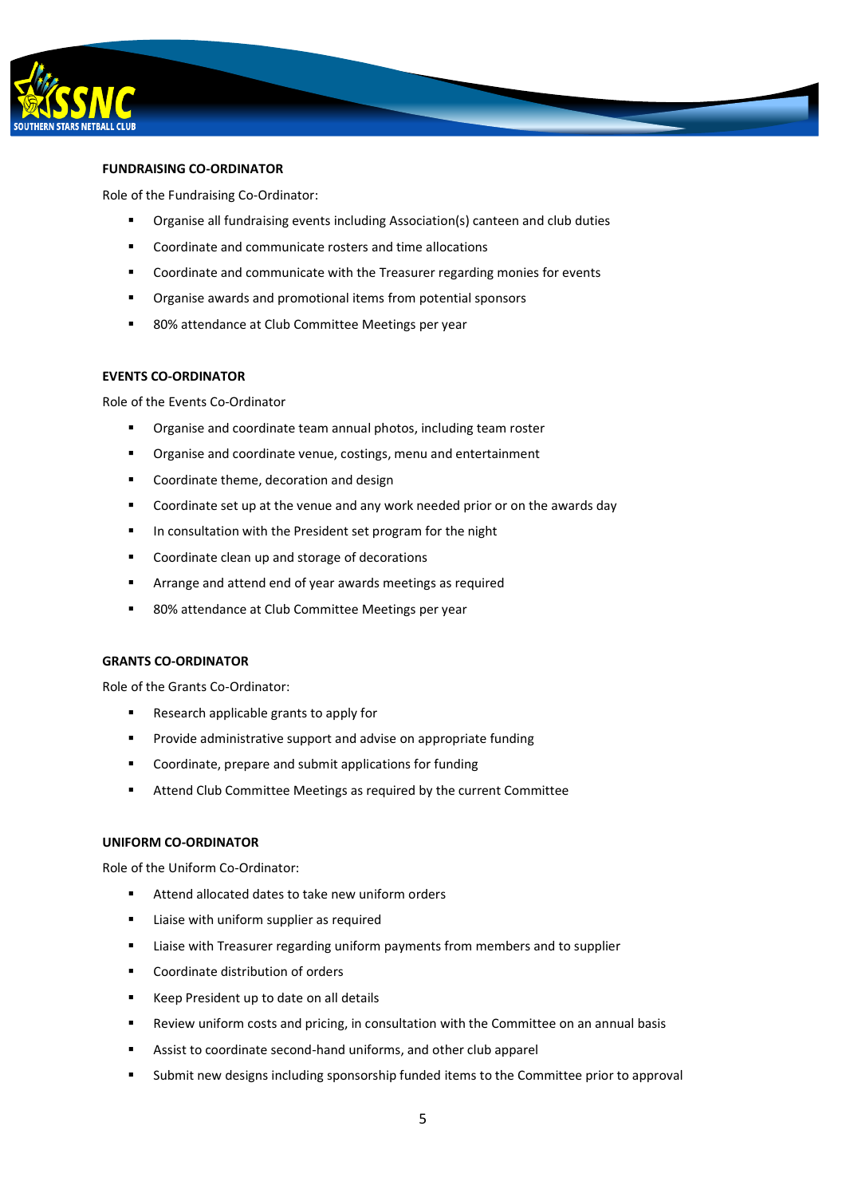**FUNDRAISING CO-ORDINATOR**

Role of the Fundraising Co-Ordinator:

- Organise all fundraising events including Association(s) canteen and club duties
- Coordinate and communicate rosters and time allocations
- Coordinate and communicate with the Treasurer regarding monies for events
- Organise awards and promotional items from potential sponsors
- 80% attendance at Club Committee Meetings per year

**EVENTS CO-ORDINATOR**

Role of the Events Co-Ordinator

- Organise and coordinate team annual photos, including team roster
- Organise and coordinate venue, costings, menu and entertainment
- Coordinate theme, decoration and design
- Coordinate set up at the venue and any work needed prior or on the awards day
- In consultation with the President set program for the night
- Coordinate clean up and storage of decorations
- Arrange and attend end of year awards meetings as required
- 80% attendance at Club Committee Meetings per year

**GRANTS CO-ORDINATOR**

Role of the Grants Co-Ordinator:

- Research applicable grants to apply for
- Provide administrative support and advise on appropriate funding
- Coordinate, prepare and submit applications for funding
- Attend Club Committee Meetings as required by the current Committee

**UNIFORM CO-ORDINATOR**

Role of the Uniform Co-Ordinator:

- Attend allocated dates to take new uniform orders
- Liaise with uniform supplier as required
- Liaise with Treasurer regarding uniform payments from members and to supplier
- Coordinate distribution of orders
- Keep President up to date on all details
- Review uniform costs and pricing, in consultation with the Committee on an annual basis
- Assist to coordinate second-hand uniforms, and other club apparel
- Submit new designs including sponsorship funded items to the Committee prior to approval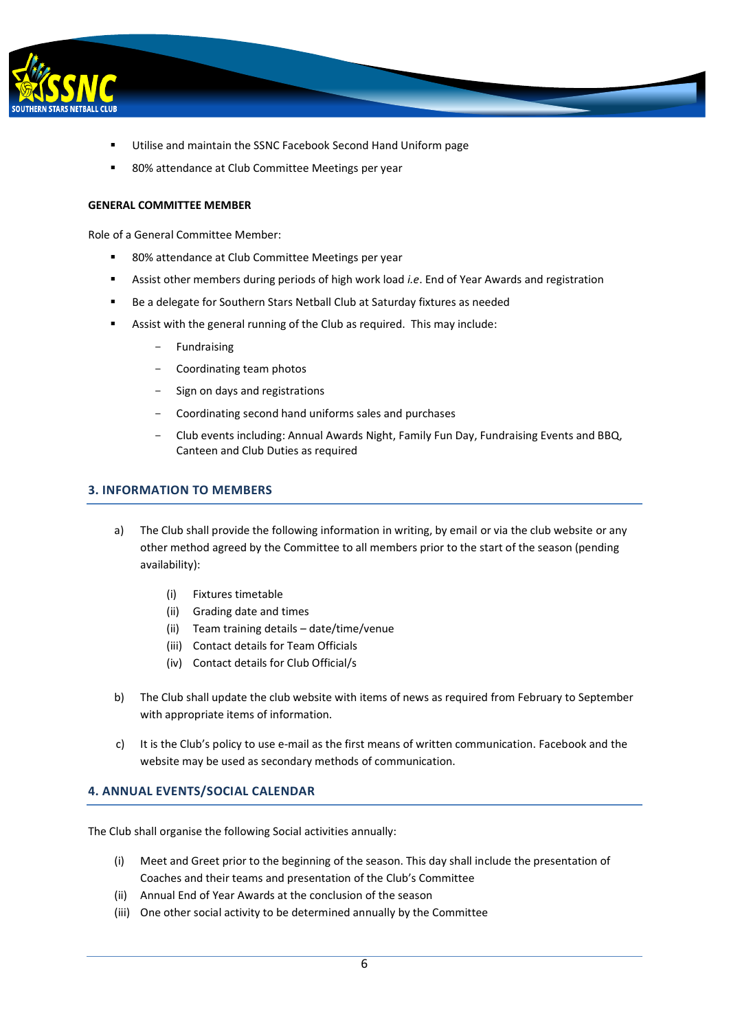- Utilise and maintain the SSNC Facebook Second Hand Uniform page
- 80% attendance at Club Committee Meetings per year

**GENERAL COMMITTEE MEMBER**

Role of a General Committee Member:

- 80% attendance at Club Committee Meetings per year
- Assist other members during periods of high work load *i.e*. End of Year Awards and registration
- Be a delegate for Southern Stars Netball Club at Saturday fixtures as needed
- Assist with the general running of the Club as required. This may include:
  - Fundraising
  - Coordinating team photos
  - Sign on days and registrations
  - Coordinating second hand uniforms sales and purchases
  - Club events including: Annual Awards Night, Family Fun Day, Fundraising Events and BBQ, Canteen and Club Duties as required

## 3. INFORMATION TO MEMBERS

a) The Club shall provide the following information in writing, by email or via the club website or any other method agreed by the Committee to all members prior to the start of the season (pending availability):

   (i) Fixtures timetable
   (ii) Grading date and times
   (ii) Team training details – date/time/venue
   (iii) Contact details for Team Officials
   (iv) Contact details for Club Official/s

b) The Club shall update the club website with items of news as required from February to September with appropriate items of information.

c) It is the Club's policy to use e-mail as the first means of written communication. Facebook and the website may be used as secondary methods of communication.

## 4. ANNUAL EVENTS/SOCIAL CALENDAR

The Club shall organise the following Social activities annually:

(i) Meet and Greet prior to the beginning of the season. This day shall include the presentation of Coaches and their teams and presentation of the Club's Committee
(ii) Annual End of Year Awards at the conclusion of the season
(iii) One other social activity to be determined annually by the Committee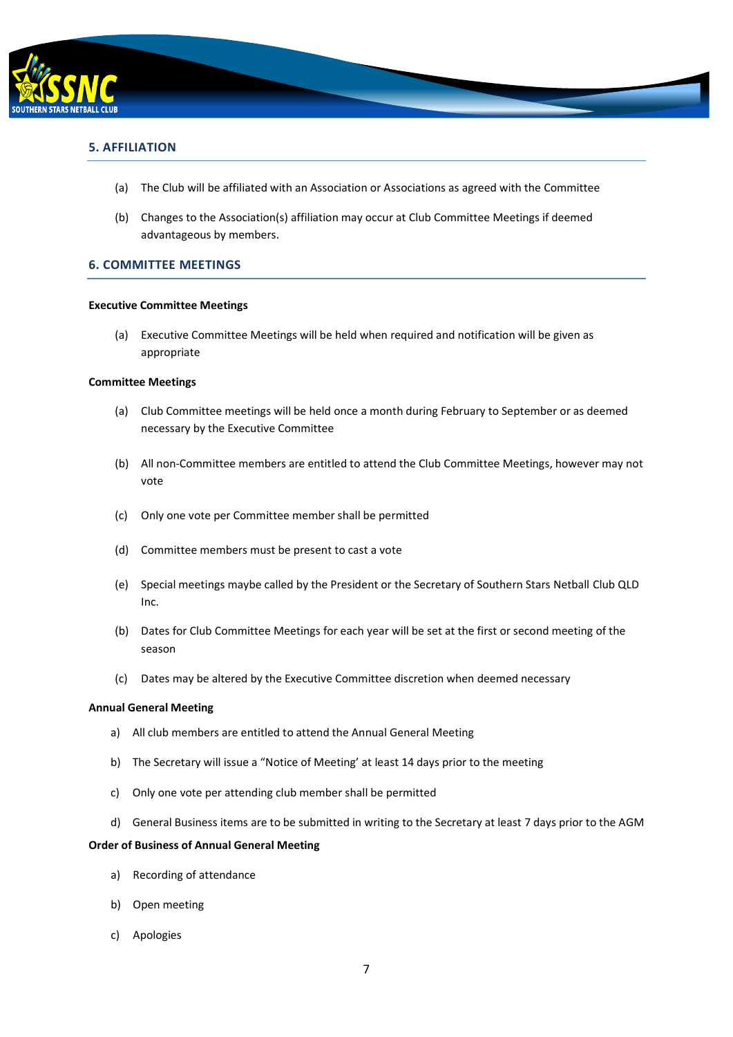## 5. AFFILIATION

(a) The Club will be affiliated with an Association or Associations as agreed with the Committee

(b) Changes to the Association(s) affiliation may occur at Club Committee Meetings if deemed advantageous by members.

## 6. COMMITTEE MEETINGS

**Executive Committee Meetings**

(a) Executive Committee Meetings will be held when required and notification will be given as appropriate

**Committee Meetings**

(a) Club Committee meetings will be held once a month during February to September or as deemed necessary by the Executive Committee

(b) All non-Committee members are entitled to attend the Club Committee Meetings, however may not vote

(c) Only one vote per Committee member shall be permitted

(d) Committee members must be present to cast a vote

(e) Special meetings maybe called by the President or the Secretary of Southern Stars Netball Club QLD Inc.

(b) Dates for Club Committee Meetings for each year will be set at the first or second meeting of the season

(c) Dates may be altered by the Executive Committee discretion when deemed necessary

**Annual General Meeting**

a) All club members are entitled to attend the Annual General Meeting

b) The Secretary will issue a "Notice of Meeting' at least 14 days prior to the meeting

c) Only one vote per attending club member shall be permitted

d) General Business items are to be submitted in writing to the Secretary at least 7 days prior to the AGM

**Order of Business of Annual General Meeting**

a) Recording of attendance

b) Open meeting

c) Apologies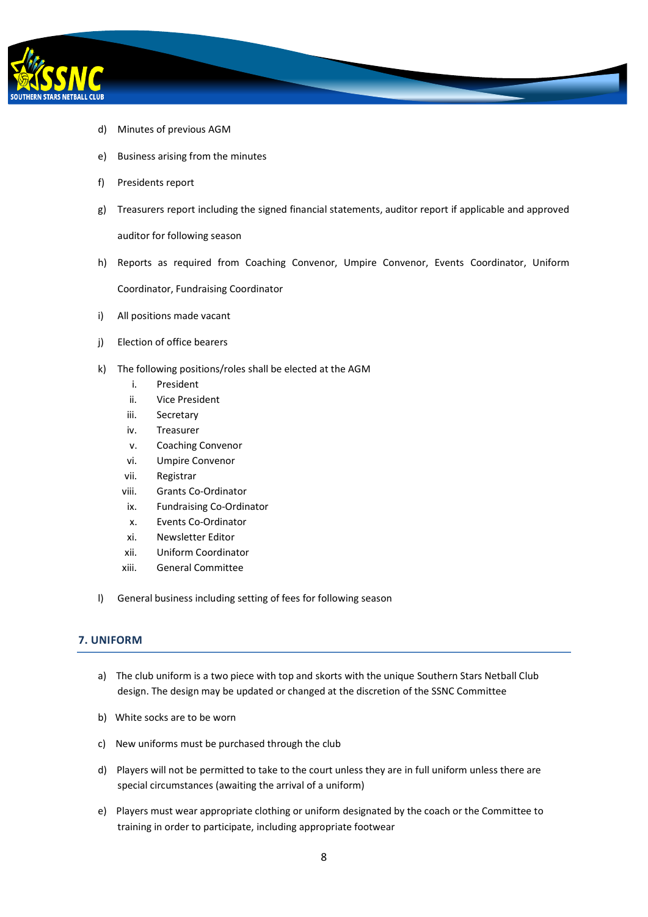d) Minutes of previous AGM

e) Business arising from the minutes

f) Presidents report

g) Treasurers report including the signed financial statements, auditor report if applicable and approved auditor for following season

h) Reports as required from Coaching Convenor, Umpire Convenor, Events Coordinator, Uniform Coordinator, Fundraising Coordinator

i) All positions made vacant

j) Election of office bearers

k) The following positions/roles shall be elected at the AGM
   i. President
   ii. Vice President
   iii. Secretary
   iv. Treasurer
   v. Coaching Convenor
   vi. Umpire Convenor
   vii. Registrar
   viii. Grants Co-Ordinator
   ix. Fundraising Co-Ordinator
   x. Events Co-Ordinator
   xi. Newsletter Editor
   xii. Uniform Coordinator
   xiii. General Committee

l) General business including setting of fees for following season

## 7. UNIFORM

a) The club uniform is a two piece with top and skorts with the unique Southern Stars Netball Club design. The design may be updated or changed at the discretion of the SSNC Committee

b) White socks are to be worn

c) New uniforms must be purchased through the club

d) Players will not be permitted to take to the court unless they are in full uniform unless there are special circumstances (awaiting the arrival of a uniform)

e) Players must wear appropriate clothing or uniform designated by the coach or the Committee to training in order to participate, including appropriate footwear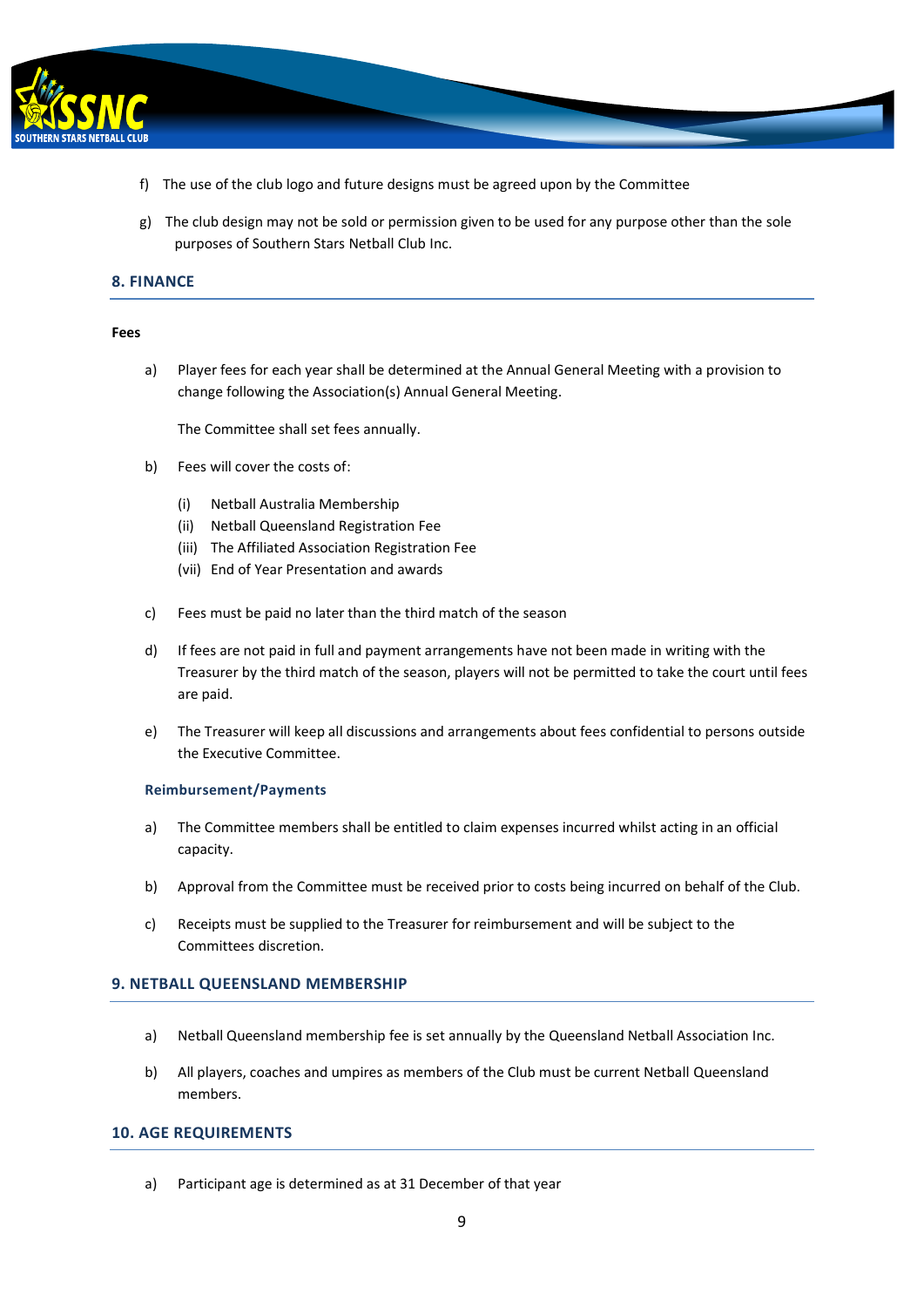f) The use of the club logo and future designs must be agreed upon by the Committee

g) The club design may not be sold or permission given to be used for any purpose other than the sole purposes of Southern Stars Netball Club Inc.

## 8. FINANCE

**Fees**

a) Player fees for each year shall be determined at the Annual General Meeting with a provision to change following the Association(s) Annual General Meeting.

   The Committee shall set fees annually.

b) Fees will cover the costs of:

   (i) Netball Australia Membership
   (ii) Netball Queensland Registration Fee
   (iii) The Affiliated Association Registration Fee
   (vii) End of Year Presentation and awards

c) Fees must be paid no later than the third match of the season

d) If fees are not paid in full and payment arrangements have not been made in writing with the Treasurer by the third match of the season, players will not be permitted to take the court until fees are paid.

e) The Treasurer will keep all discussions and arrangements about fees confidential to persons outside the Executive Committee.

### Reimbursement/Payments

a) The Committee members shall be entitled to claim expenses incurred whilst acting in an official capacity.

b) Approval from the Committee must be received prior to costs being incurred on behalf of the Club.

c) Receipts must be supplied to the Treasurer for reimbursement and will be subject to the Committees discretion.

## 9. NETBALL QUEENSLAND MEMBERSHIP

a) Netball Queensland membership fee is set annually by the Queensland Netball Association Inc.

b) All players, coaches and umpires as members of the Club must be current Netball Queensland members.

## 10. AGE REQUIREMENTS

a) Participant age is determined as at 31 December of that year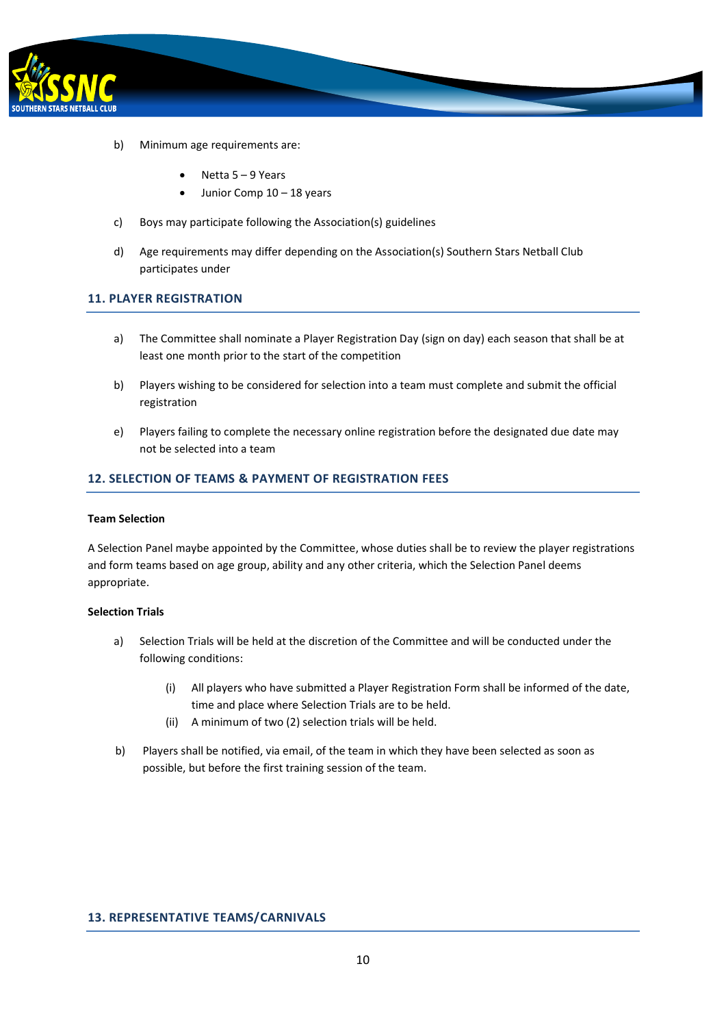b) Minimum age requirements are:

- Netta 5 – 9 Years
- Junior Comp 10 – 18 years

c) Boys may participate following the Association(s) guidelines

d) Age requirements may differ depending on the Association(s) Southern Stars Netball Club participates under

## 11. PLAYER REGISTRATION

a) The Committee shall nominate a Player Registration Day (sign on day) each season that shall be at least one month prior to the start of the competition

b) Players wishing to be considered for selection into a team must complete and submit the official registration

e) Players failing to complete the necessary online registration before the designated due date may not be selected into a team

## 12. SELECTION OF TEAMS & PAYMENT OF REGISTRATION FEES

**Team Selection**

A Selection Panel maybe appointed by the Committee, whose duties shall be to review the player registrations and form teams based on age group, ability and any other criteria, which the Selection Panel deems appropriate.

**Selection Trials**

a) Selection Trials will be held at the discretion of the Committee and will be conducted under the following conditions:

  (i) All players who have submitted a Player Registration Form shall be informed of the date, time and place where Selection Trials are to be held.
  
  (ii) A minimum of two (2) selection trials will be held.

b) Players shall be notified, via email, of the team in which they have been selected as soon as possible, but before the first training session of the team.

## 13. REPRESENTATIVE TEAMS/CARNIVALS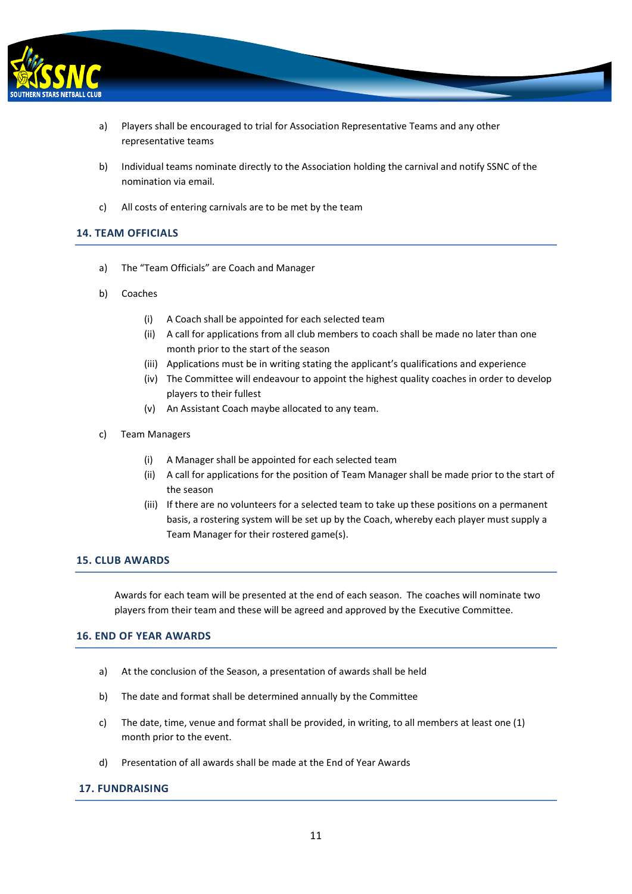a) Players shall be encouraged to trial for Association Representative Teams and any other representative teams

b) Individual teams nominate directly to the Association holding the carnival and notify SSNC of the nomination via email.

c) All costs of entering carnivals are to be met by the team

## 14. TEAM OFFICIALS

a) The "Team Officials" are Coach and Manager

b) Coaches

   (i) A Coach shall be appointed for each selected team
   (ii) A call for applications from all club members to coach shall be made no later than one month prior to the start of the season
   (iii) Applications must be in writing stating the applicant's qualifications and experience
   (iv) The Committee will endeavour to appoint the highest quality coaches in order to develop players to their fullest
   (v) An Assistant Coach maybe allocated to any team.

c) Team Managers

   (i) A Manager shall be appointed for each selected team
   (ii) A call for applications for the position of Team Manager shall be made prior to the start of the season
   (iii) If there are no volunteers for a selected team to take up these positions on a permanent basis, a rostering system will be set up by the Coach, whereby each player must supply a Team Manager for their rostered game(s).

## 15. CLUB AWARDS

Awards for each team will be presented at the end of each season. The coaches will nominate two players from their team and these will be agreed and approved by the Executive Committee.

## 16. END OF YEAR AWARDS

a) At the conclusion of the Season, a presentation of awards shall be held

b) The date and format shall be determined annually by the Committee

c) The date, time, venue and format shall be provided, in writing, to all members at least one (1) month prior to the event.

d) Presentation of all awards shall be made at the End of Year Awards

## 17. FUNDRAISING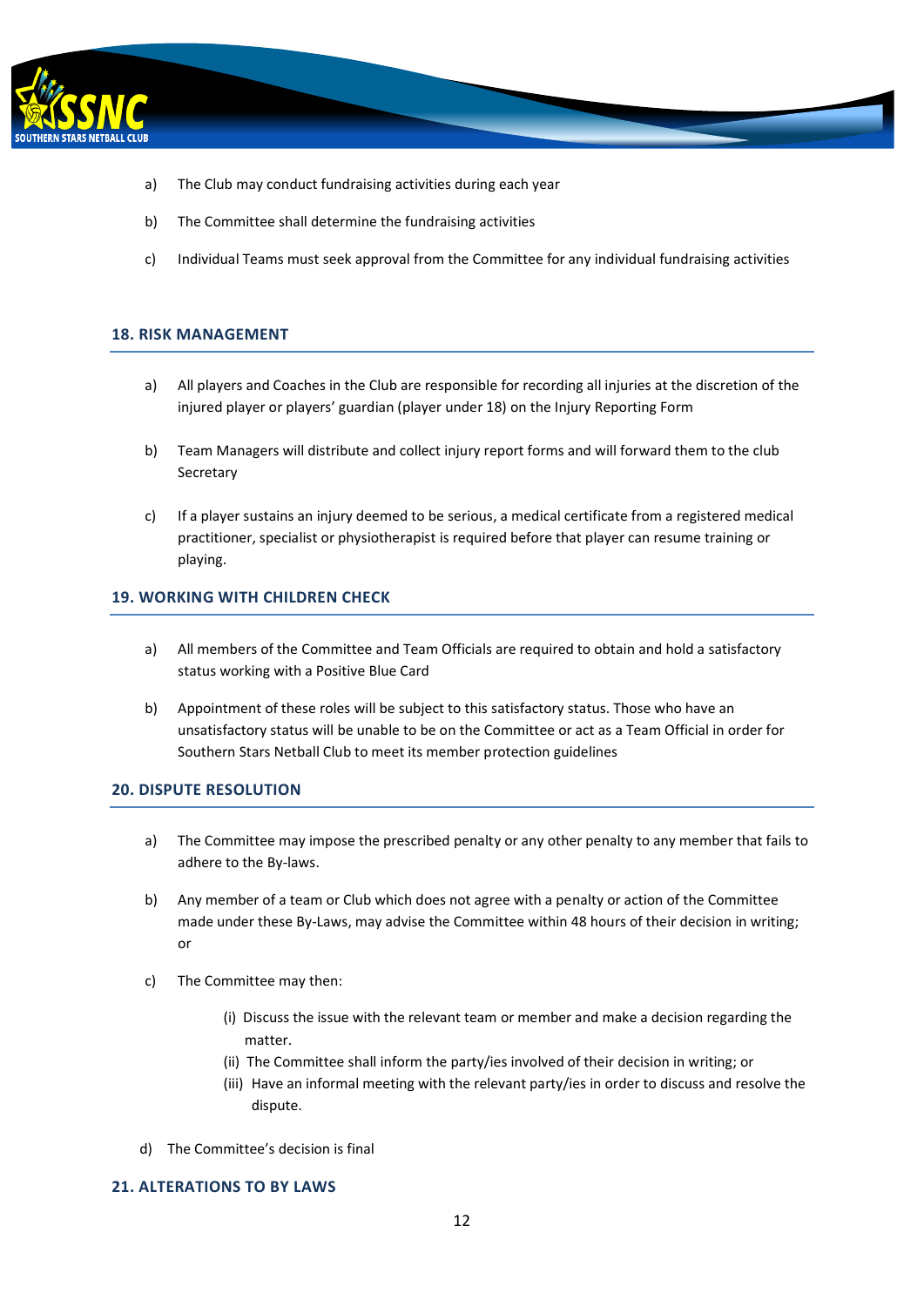a) The Club may conduct fundraising activities during each year

b) The Committee shall determine the fundraising activities

c) Individual Teams must seek approval from the Committee for any individual fundraising activities

## 18. RISK MANAGEMENT

a) All players and Coaches in the Club are responsible for recording all injuries at the discretion of the injured player or players' guardian (player under 18) on the Injury Reporting Form

b) Team Managers will distribute and collect injury report forms and will forward them to the club Secretary

c) If a player sustains an injury deemed to be serious, a medical certificate from a registered medical practitioner, specialist or physiotherapist is required before that player can resume training or playing.

## 19. WORKING WITH CHILDREN CHECK

a) All members of the Committee and Team Officials are required to obtain and hold a satisfactory status working with a Positive Blue Card

b) Appointment of these roles will be subject to this satisfactory status. Those who have an unsatisfactory status will be unable to be on the Committee or act as a Team Official in order for Southern Stars Netball Club to meet its member protection guidelines

## 20. DISPUTE RESOLUTION

a) The Committee may impose the prescribed penalty or any other penalty to any member that fails to adhere to the By-laws.

b) Any member of a team or Club which does not agree with a penalty or action of the Committee made under these By-Laws, may advise the Committee within 48 hours of their decision in writing; or

c) The Committee may then:

   (i) Discuss the issue with the relevant team or member and make a decision regarding the matter.
   (ii) The Committee shall inform the party/ies involved of their decision in writing; or
   (iii) Have an informal meeting with the relevant party/ies in order to discuss and resolve the dispute.

d) The Committee's decision is final

## 21. ALTERATIONS TO BY LAWS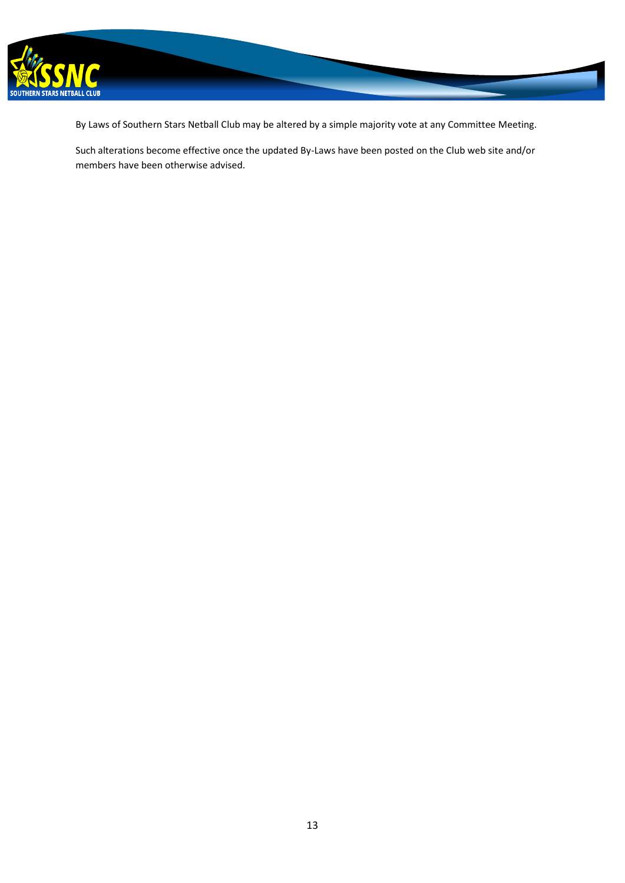By Laws of Southern Stars Netball Club may be altered by a simple majority vote at any Committee Meeting.

Such alterations become effective once the updated By-Laws have been posted on the Club web site and/or members have been otherwise advised.